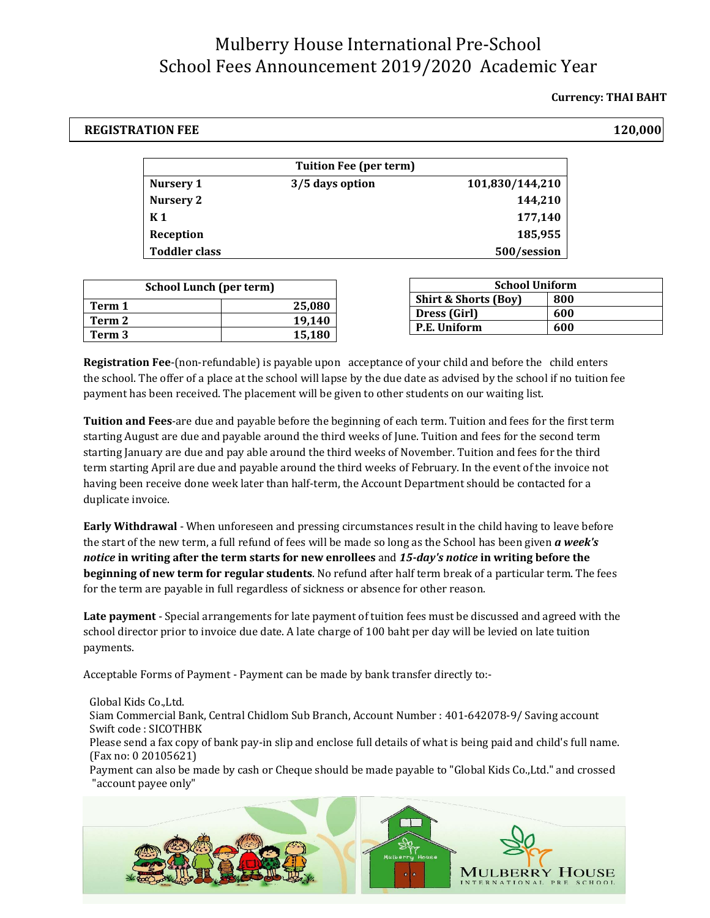# Mulberry House International Pre-School
# School Fees Announcement 2019/2020 Academic Year

**Currency: THAI BAHT**

| **REGISTRATION FEE** | **120,000** |
|---|---|

| **Tuition Fee (per term)** | | |
|---|---|---|
| **Nursery 1** | **3/5 days option** | **101,830/144,210** |
| **Nursery 2** | | **144,210** |
| **K 1** | | **177,140** |
| **Reception** | | **185,955** |
| **Toddler class** | | **500/session** |

| **School Lunch (per term)** | |
|---|---|
| **Term 1** | **25,080** |
| **Term 2** | **19,140** |
| **Term 3** | **15,180** |

| **School Uniform** | |
|---|---|
| **Shirt & Shorts (Boy)** | **800** |
| **Dress (Girl)** | **600** |
| **P.E. Uniform** | **600** |

**Registration Fee**-(non-refundable) is payable upon acceptance of your child and before the child enters the school. The offer of a place at the school will lapse by the due date as advised by the school if no tuition fee payment has been received. The placement will be given to other students on our waiting list.

**Tuition and Fees**-are due and payable before the beginning of each term. Tuition and fees for the first term starting August are due and payable around the third weeks of June. Tuition and fees for the second term starting January are due and pay able around the third weeks of November. Tuition and fees for the third term starting April are due and payable around the third weeks of February. In the event of the invoice not having been receive done week later than half-term, the Account Department should be contacted for a duplicate invoice.

**Early Withdrawal** - When unforeseen and pressing circumstances result in the child having to leave before the start of the new term, a full refund of fees will be made so long as the School has been given ***a week's notice*** **in writing after the term starts for new enrollees** and ***15-day's notice*** **in writing before the beginning of new term for regular students**. No refund after half term break of a particular term. The fees for the term are payable in full regardless of sickness or absence for other reason.

**Late payment** - Special arrangements for late payment of tuition fees must be discussed and agreed with the school director prior to invoice due date. A late charge of 100 baht per day will be levied on late tuition payments.

Acceptable Forms of Payment - Payment can be made by bank transfer directly to:-

Global Kids Co.,Ltd.
Siam Commercial Bank, Central Chidlom Sub Branch, Account Number : 401-642078-9/ Saving account
Swift code : SICOTHBK
Please send a fax copy of bank pay-in slip and enclose full details of what is being paid and child's full name. (Fax no: 0 20105621)
Payment can also be made by cash or Cheque should be made payable to "Global Kids Co.,Ltd." and crossed "account payee only"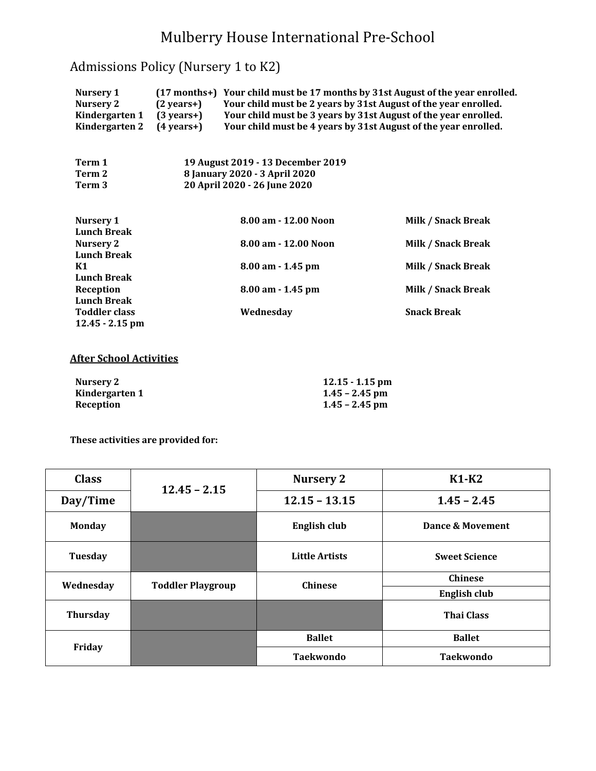# Mulberry House International Pre-School

## Admissions Policy (Nursery 1 to K2)

| | | |
|---|---|---|
| **Nursery 1** | **(17 months+)** | **Your child must be 17 months by 31st August of the year enrolled.** |
| **Nursery 2** | **(2 years+)** | **Your child must be 2 years by 31st August of the year enrolled.** |
| **Kindergarten 1** | **(3 years+)** | **Your child must be 3 years by 31st August of the year enrolled.** |
| **Kindergarten 2** | **(4 years+)** | **Your child must be 4 years by 31st August of the year enrolled.** |

| | |
|---|---|
| **Term 1** | **19 August 2019 - 13 December 2019** |
| **Term 2** | **8 January 2020 - 3 April 2020** |
| **Term 3** | **20 April 2020 - 26 June 2020** |

| | | |
|---|---|---|
| **Nursery 1** | **8.00 am - 12.00 Noon** | **Milk / Snack Break** |
| **Lunch Break** | | |
| **Nursery 2** | **8.00 am - 12.00 Noon** | **Milk / Snack Break** |
| **Lunch Break** | | |
| **K1** | **8.00 am - 1.45 pm** | **Milk / Snack Break** |
| **Lunch Break** | | |
| **Reception** | **8.00 am - 1.45 pm** | **Milk / Snack Break** |
| **Lunch Break** | | |
| **Toddler class** | **Wednesday** | **Snack Break** |
| **12.45 - 2.15 pm** | | |

**<u>After School Activities</u>**

| | |
|---|---|
| **Nursery 2** | **12.15 - 1.15 pm** |
| **Kindergarten 1** | **1.45 – 2.45 pm** |
| **Reception** | **1.45 – 2.45 pm** |

**These activities are provided for:**

| Class | 12.45 – 2.15 | Nursery 2 | K1-K2 |
|---|---|---|---|
| **Day/Time** | | **12.15 – 13.15** | **1.45 – 2.45** |
| **Monday** | | **English club** | **Dance & Movement** |
| **Tuesday** | | **Little Artists** | **Sweet Science** |
| **Wednesday** | **Toddler Playgroup** | **Chinese** | **Chinese** |
| | | | **English club** |
| **Thursday** | | | **Thai Class** |
| **Friday** | | **Ballet** | **Ballet** |
| | | **Taekwondo** | **Taekwondo** |